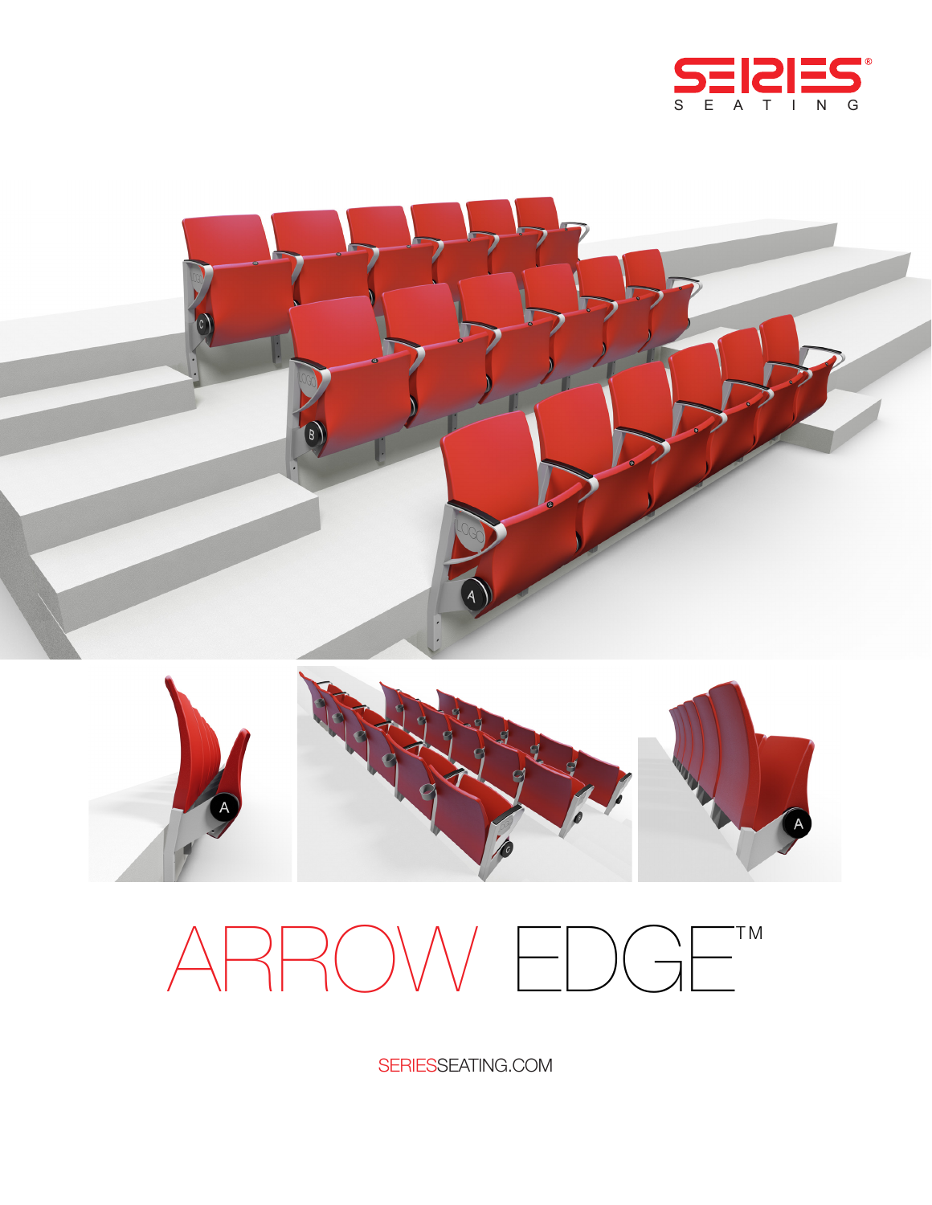SERIES SEATING

# ARROW EDGE™

SERIESSEATING.COM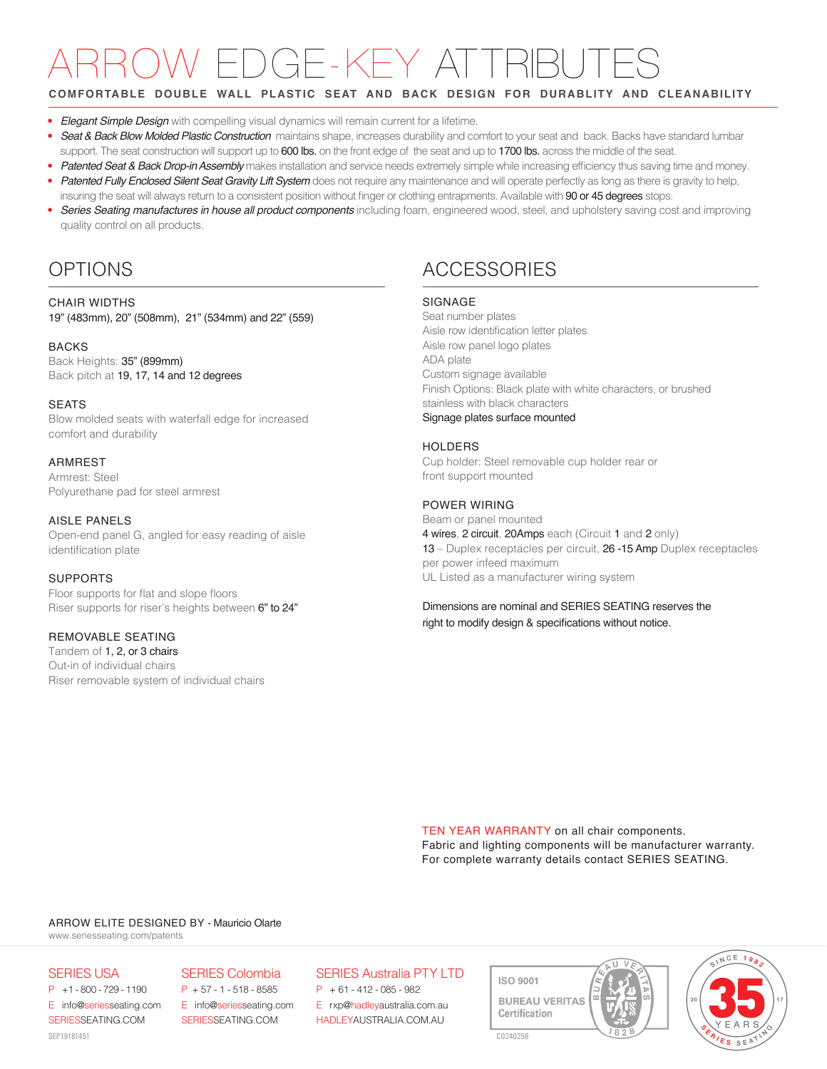# ARROW EDGE-KEY ATTRIBUTES

**COMFORTABLE DOUBLE WALL PLASTIC SEAT AND BACK DESIGN FOR DURABLITY AND CLEANABILITY**

- *Elegant Simple Design* with compelling visual dynamics will remain current for a lifetime.
- *Seat & Back Blow Molded Plastic Construction* maintains shape, increases durability and comfort to your seat and back. Backs have standard lumbar support. The seat construction will support up to 600 lbs. on the front edge of the seat and up to 1700 lbs. across the middle of the seat.
- *Patented Seat & Back Drop-in Assembly* makes installation and service needs extremely simple while increasing efficiency thus saving time and money.
- *Patented Fully Enclosed Silent Seat Gravity Lift System* does not require any maintenance and will operate perfectly as long as there is gravity to help, insuring the seat will always return to a consistent position without finger or clothing entrapments. Available with 90 or 45 degrees stops.
- *Series Seating manufactures in house all product components* including foam, engineered wood, steel, and upholstery saving cost and improving quality control on all products.

## OPTIONS

### CHAIR WIDTHS
19" (483mm), 20" (508mm), 21" (534mm) and 22" (559)

### BACKS
Back Heights: 35" (899mm)
Back pitch at 19, 17, 14 and 12 degrees

### SEATS
Blow molded seats with waterfall edge for increased comfort and durability

### ARMREST
Armrest: Steel
Polyurethane pad for steel armrest

### AISLE PANELS
Open-end panel G, angled for easy reading of aisle identification plate

### SUPPORTS
Floor supports for flat and slope floors
Riser supports for riser's heights between 6" to 24"

### REMOVABLE SEATING
Tandem of 1, 2, or 3 chairs
Out-in of individual chairs
Riser removable system of individual chairs

## ACCESSORIES

### SIGNAGE
Seat number plates
Aisle row identification letter plates
Aisle row panel logo plates
ADA plate
Custom signage available
Finish Options: Black plate with white characters, or brushed stainless with black characters
Signage plates surface mounted

### HOLDERS
Cup holder: Steel removable cup holder rear or front support mounted

### POWER WIRING
Beam or panel mounted
4 wires, 2 circuit, 20Amps each (Circuit 1 and 2 only)
13 – Duplex receptacles per circuit, 26 -15 Amp Duplex receptacles per power infeed maximum
UL Listed as a manufacturer wiring system

Dimensions are nominal and SERIES SEATING reserves the right to modify design & specifications without notice.

TEN YEAR WARRANTY on all chair components.
Fabric and lighting components will be manufacturer warranty.
For complete warranty details contact SERIES SEATING.

ARROW ELITE DESIGNED BY - Mauricio Olarte
www.seriesseating.com/patents

**SERIES USA**
P +1 - 800 - 729 - 1190
E info@seriesseating.com
SERIESSEATING.COM

**SERIES Colombia**
P + 57 - 1 - 518 - 8585
E info@seriesseating.com
SERIESSEATING.COM

**SERIES Australia PTY LTD**
P + 61 - 412 - 085 - 982
E rxp@hadleyaustralia.com.au
HADLEYAUSTRALIA.COM.AU

ISO 9001
BUREAU VERITAS Certification
C0240256

SINCE 1982 35 YEARS 20 17 SERIES SEATING

SEP19181451